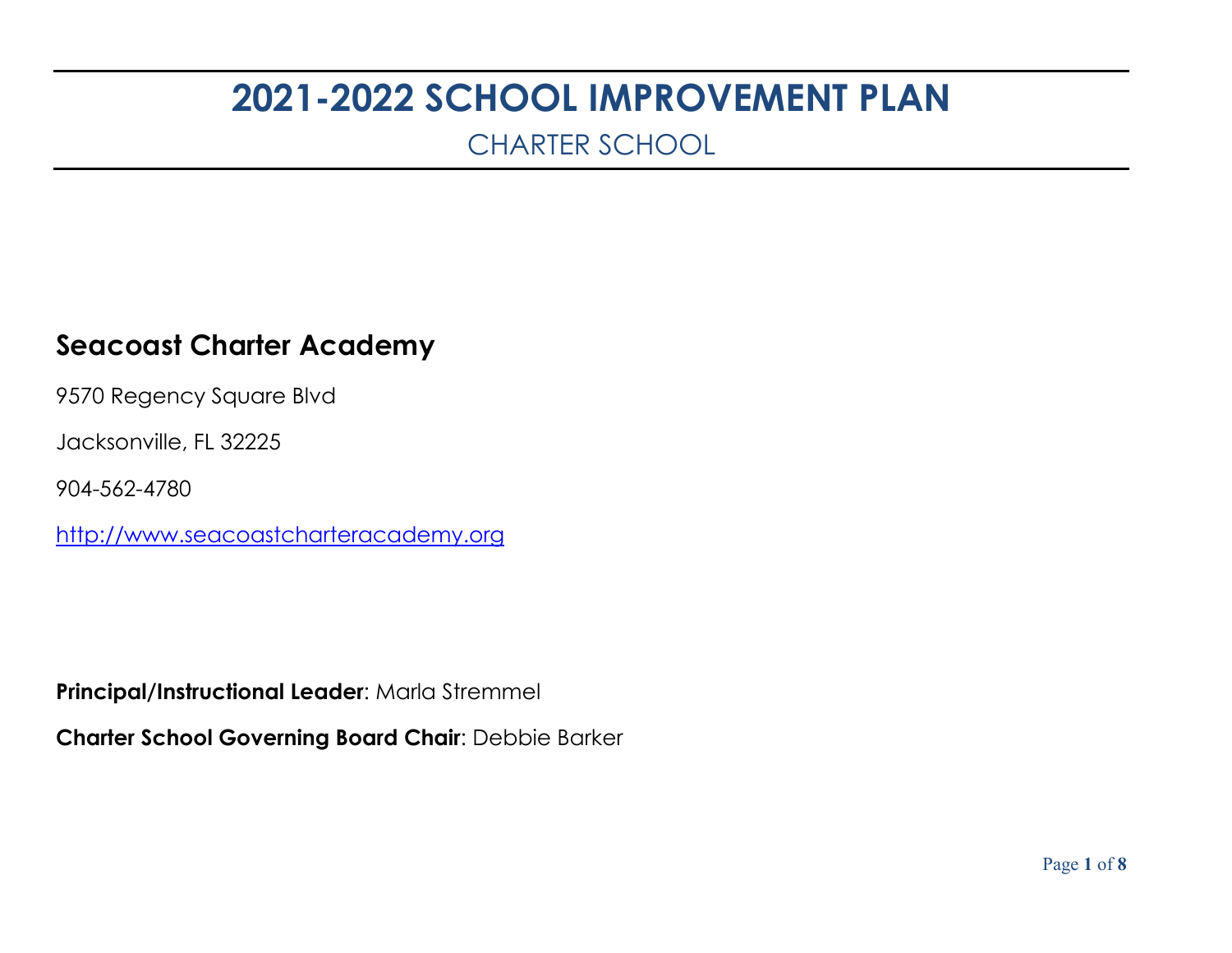# 2021-2022 SCHOOL IMPROVEMENT PLAN

CHARTER SCHOOL

## Seacoast Charter Academy

9570 Regency Square Blvd

Jacksonville, FL 32225

904-562-4780

http://www.seacoastcharteracademy.org

**Principal/Instructional Leader**: Marla Stremmel

**Charter School Governing Board Chair**: Debbie Barker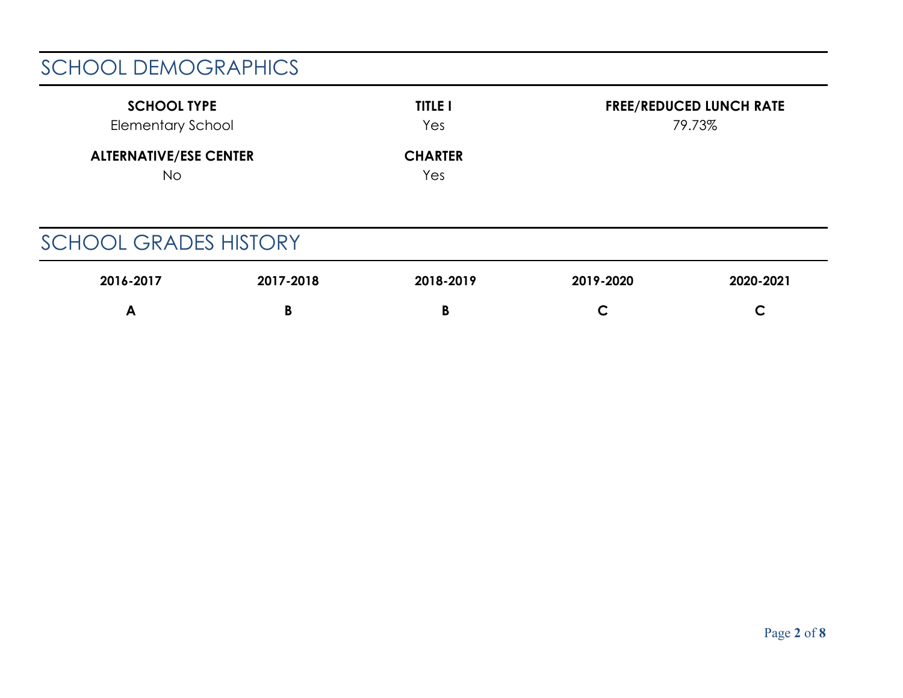## SCHOOL DEMOGRAPHICS

| SCHOOL TYPE | TITLE I | FREE/REDUCED LUNCH RATE |
|---|---|---|
| Elementary School | Yes | 79.73% |
| **ALTERNATIVE/ESE CENTER** | **CHARTER** | |
| No | Yes | |

## SCHOOL GRADES HISTORY

| 2016-2017 | 2017-2018 | 2018-2019 | 2019-2020 | 2020-2021 |
|---|---|---|---|---|
| **A** | **B** | **B** | **C** | **C** |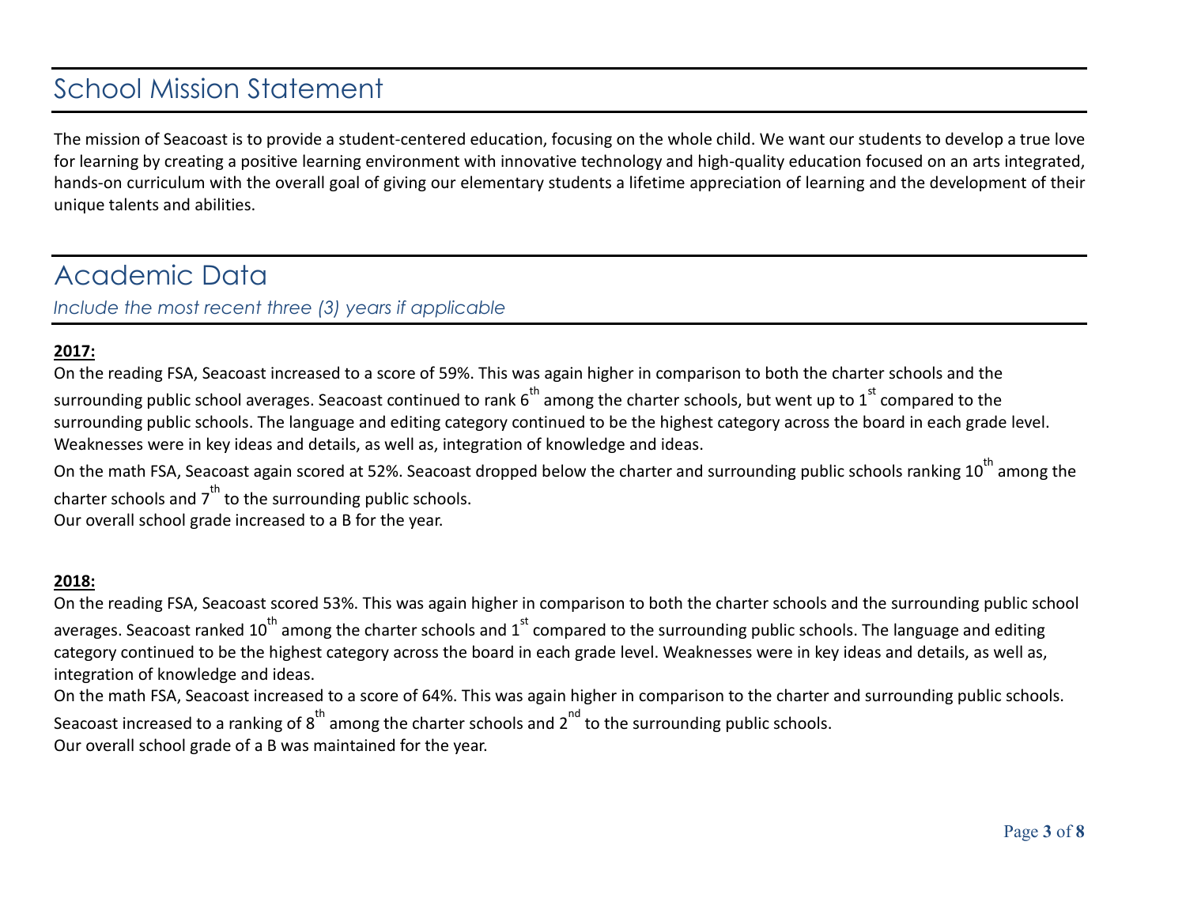## School Mission Statement

The mission of Seacoast is to provide a student-centered education, focusing on the whole child. We want our students to develop a true love for learning by creating a positive learning environment with innovative technology and high-quality education focused on an arts integrated, hands-on curriculum with the overall goal of giving our elementary students a lifetime appreciation of learning and the development of their unique talents and abilities.

## Academic Data

*Include the most recent three (3) years if applicable*

**2017:**

On the reading FSA, Seacoast increased to a score of 59%. This was again higher in comparison to both the charter schools and the surrounding public school averages. Seacoast continued to rank 6th among the charter schools, but went up to 1st compared to the surrounding public schools. The language and editing category continued to be the highest category across the board in each grade level. Weaknesses were in key ideas and details, as well as, integration of knowledge and ideas.

On the math FSA, Seacoast again scored at 52%. Seacoast dropped below the charter and surrounding public schools ranking 10th among the charter schools and 7th to the surrounding public schools.

Our overall school grade increased to a B for the year.

**2018:**

On the reading FSA, Seacoast scored 53%. This was again higher in comparison to both the charter schools and the surrounding public school averages. Seacoast ranked 10th among the charter schools and 1st compared to the surrounding public schools. The language and editing category continued to be the highest category across the board in each grade level. Weaknesses were in key ideas and details, as well as, integration of knowledge and ideas.

On the math FSA, Seacoast increased to a score of 64%. This was again higher in comparison to the charter and surrounding public schools. Seacoast increased to a ranking of 8th among the charter schools and 2nd to the surrounding public schools.

Our overall school grade of a B was maintained for the year.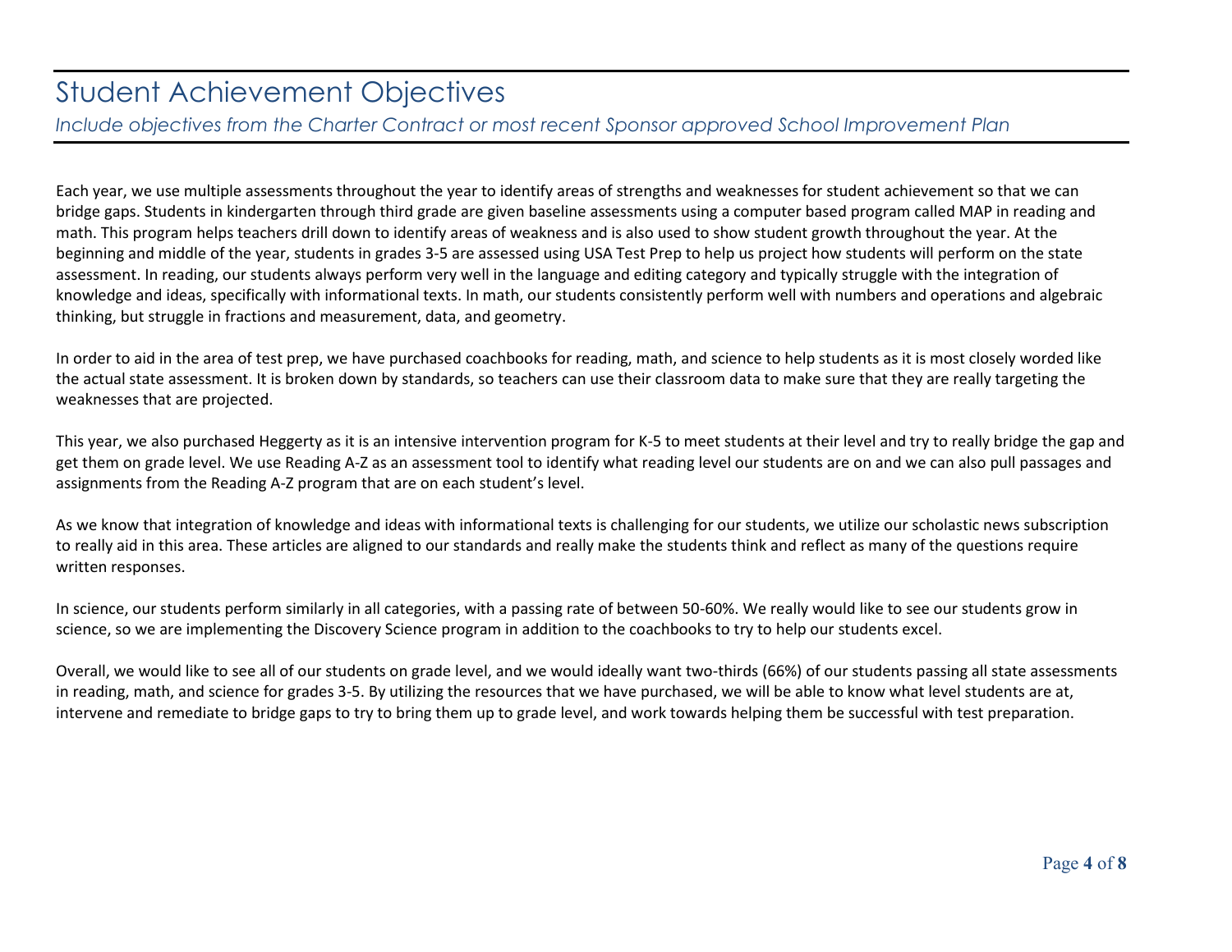# Student Achievement Objectives

*Include objectives from the Charter Contract or most recent Sponsor approved School Improvement Plan*

Each year, we use multiple assessments throughout the year to identify areas of strengths and weaknesses for student achievement so that we can bridge gaps. Students in kindergarten through third grade are given baseline assessments using a computer based program called MAP in reading and math. This program helps teachers drill down to identify areas of weakness and is also used to show student growth throughout the year. At the beginning and middle of the year, students in grades 3-5 are assessed using USA Test Prep to help us project how students will perform on the state assessment. In reading, our students always perform very well in the language and editing category and typically struggle with the integration of knowledge and ideas, specifically with informational texts. In math, our students consistently perform well with numbers and operations and algebraic thinking, but struggle in fractions and measurement, data, and geometry.

In order to aid in the area of test prep, we have purchased coachbooks for reading, math, and science to help students as it is most closely worded like the actual state assessment. It is broken down by standards, so teachers can use their classroom data to make sure that they are really targeting the weaknesses that are projected.

This year, we also purchased Heggerty as it is an intensive intervention program for K-5 to meet students at their level and try to really bridge the gap and get them on grade level. We use Reading A-Z as an assessment tool to identify what reading level our students are on and we can also pull passages and assignments from the Reading A-Z program that are on each student's level.

As we know that integration of knowledge and ideas with informational texts is challenging for our students, we utilize our scholastic news subscription to really aid in this area. These articles are aligned to our standards and really make the students think and reflect as many of the questions require written responses.

In science, our students perform similarly in all categories, with a passing rate of between 50-60%. We really would like to see our students grow in science, so we are implementing the Discovery Science program in addition to the coachbooks to try to help our students excel.

Overall, we would like to see all of our students on grade level, and we would ideally want two-thirds (66%) of our students passing all state assessments in reading, math, and science for grades 3-5. By utilizing the resources that we have purchased, we will be able to know what level students are at, intervene and remediate to bridge gaps to try to bring them up to grade level, and work towards helping them be successful with test preparation.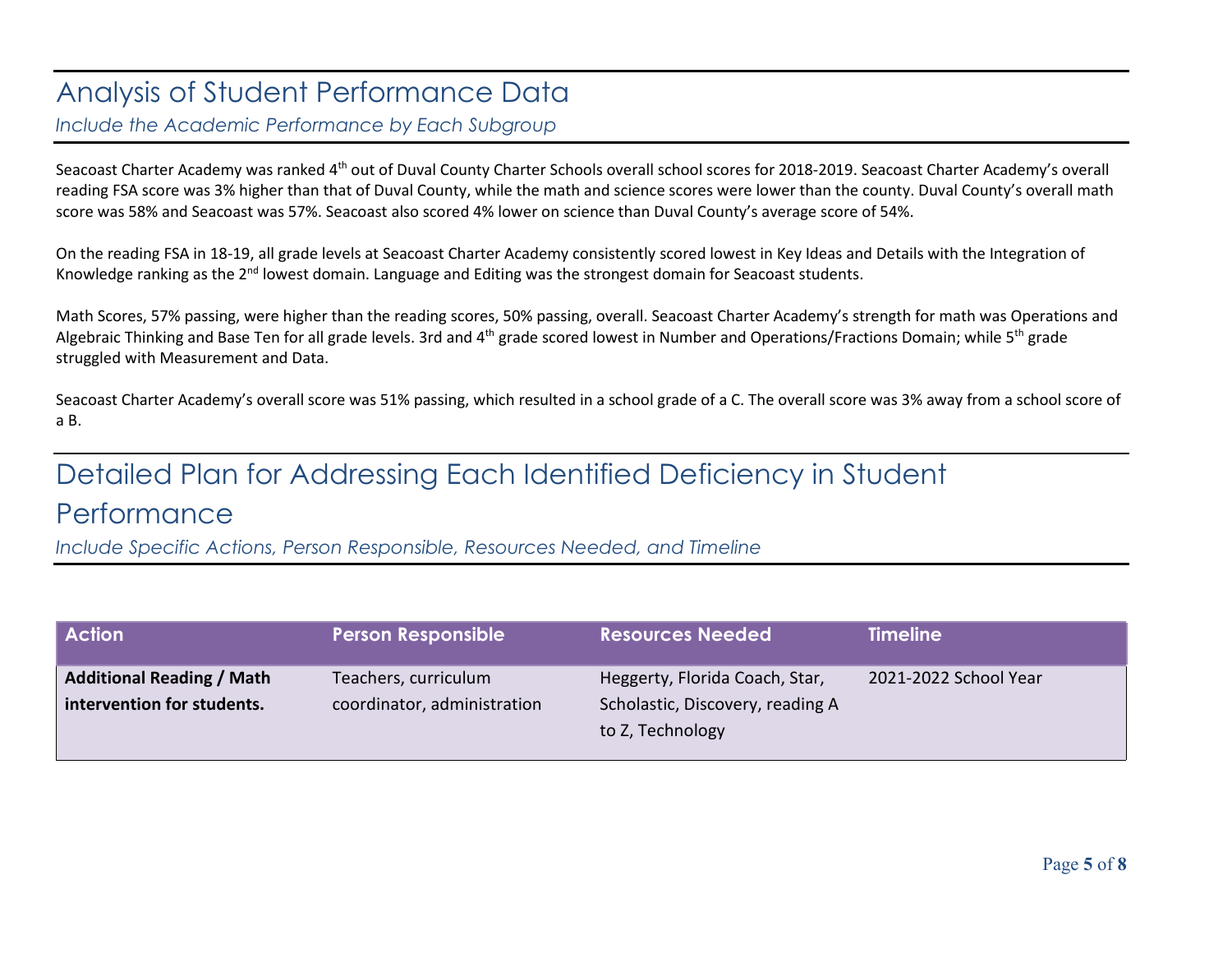# Analysis of Student Performance Data

*Include the Academic Performance by Each Subgroup*

Seacoast Charter Academy was ranked 4th out of Duval County Charter Schools overall school scores for 2018-2019. Seacoast Charter Academy's overall reading FSA score was 3% higher than that of Duval County, while the math and science scores were lower than the county. Duval County's overall math score was 58% and Seacoast was 57%. Seacoast also scored 4% lower on science than Duval County's average score of 54%.

On the reading FSA in 18-19, all grade levels at Seacoast Charter Academy consistently scored lowest in Key Ideas and Details with the Integration of Knowledge ranking as the 2nd lowest domain. Language and Editing was the strongest domain for Seacoast students.

Math Scores, 57% passing, were higher than the reading scores, 50% passing, overall. Seacoast Charter Academy's strength for math was Operations and Algebraic Thinking and Base Ten for all grade levels. 3rd and 4th grade scored lowest in Number and Operations/Fractions Domain; while 5th grade struggled with Measurement and Data.

Seacoast Charter Academy's overall score was 51% passing, which resulted in a school grade of a C. The overall score was 3% away from a school score of a B.

# Detailed Plan for Addressing Each Identified Deficiency in Student Performance

*Include Specific Actions, Person Responsible, Resources Needed, and Timeline*

| Action | Person Responsible | Resources Needed | Timeline |
|---|---|---|---|
| **Additional Reading / Math intervention for students.** | Teachers, curriculum coordinator, administration | Heggerty, Florida Coach, Star, Scholastic, Discovery, reading A to Z, Technology | 2021-2022 School Year |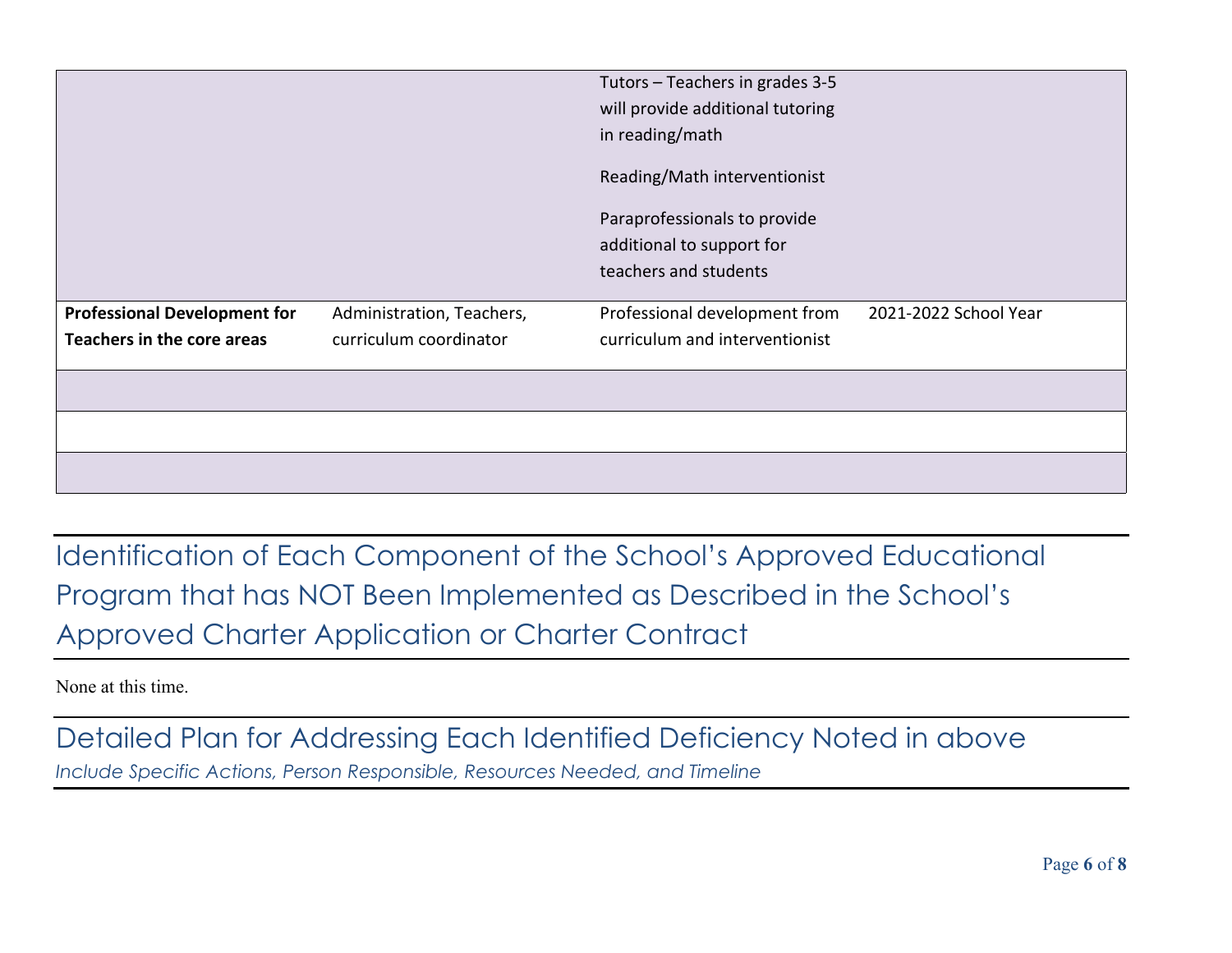| | | | |
|---|---|---|---|
| | | Tutors – Teachers in grades 3-5 will provide additional tutoring in reading/math<br><br>Reading/Math interventionist<br><br>Paraprofessionals to provide additional to support for teachers and students | |
| **Professional Development for Teachers in the core areas** | Administration, Teachers, curriculum coordinator | Professional development from curriculum and interventionist | 2021-2022 School Year |
| | | | |
| | | | |
| | | | |

## Identification of Each Component of the School's Approved Educational Program that has NOT Been Implemented as Described in the School's Approved Charter Application or Charter Contract

None at this time.

## Detailed Plan for Addressing Each Identified Deficiency Noted in above

*Include Specific Actions, Person Responsible, Resources Needed, and Timeline*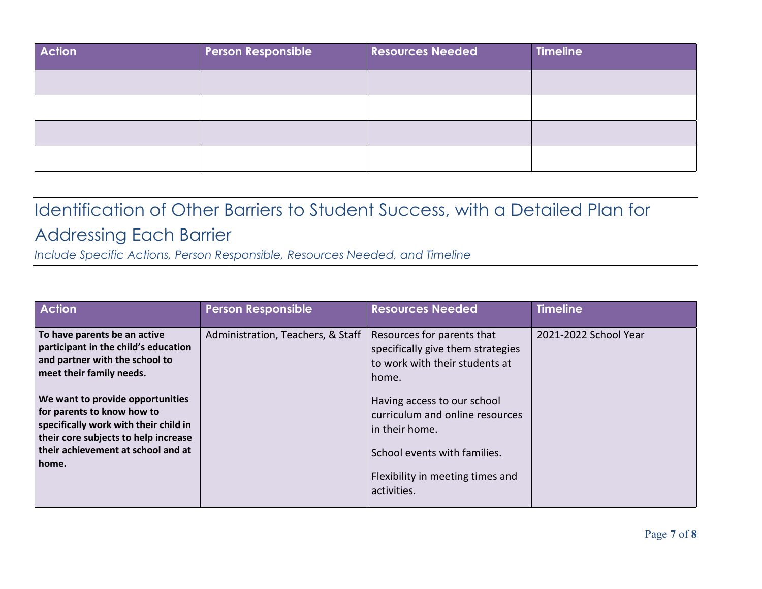| Action | Person Responsible | Resources Needed | Timeline |
|---|---|---|---|
| | | | |
| | | | |
| | | | |
| | | | |

## Identification of Other Barriers to Student Success, with a Detailed Plan for Addressing Each Barrier

*Include Specific Actions, Person Responsible, Resources Needed, and Timeline*

| Action | Person Responsible | Resources Needed | Timeline |
|---|---|---|---|
| **To have parents be an active participant in the child's education and partner with the school to meet their family needs.**<br><br>**We want to provide opportunities for parents to know how to specifically work with their child in their core subjects to help increase their achievement at school and at home.** | Administration, Teachers, & Staff | Resources for parents that specifically give them strategies to work with their students at home.<br><br>Having access to our school curriculum and online resources in their home.<br><br>School events with families.<br><br>Flexibility in meeting times and activities. | 2021-2022 School Year |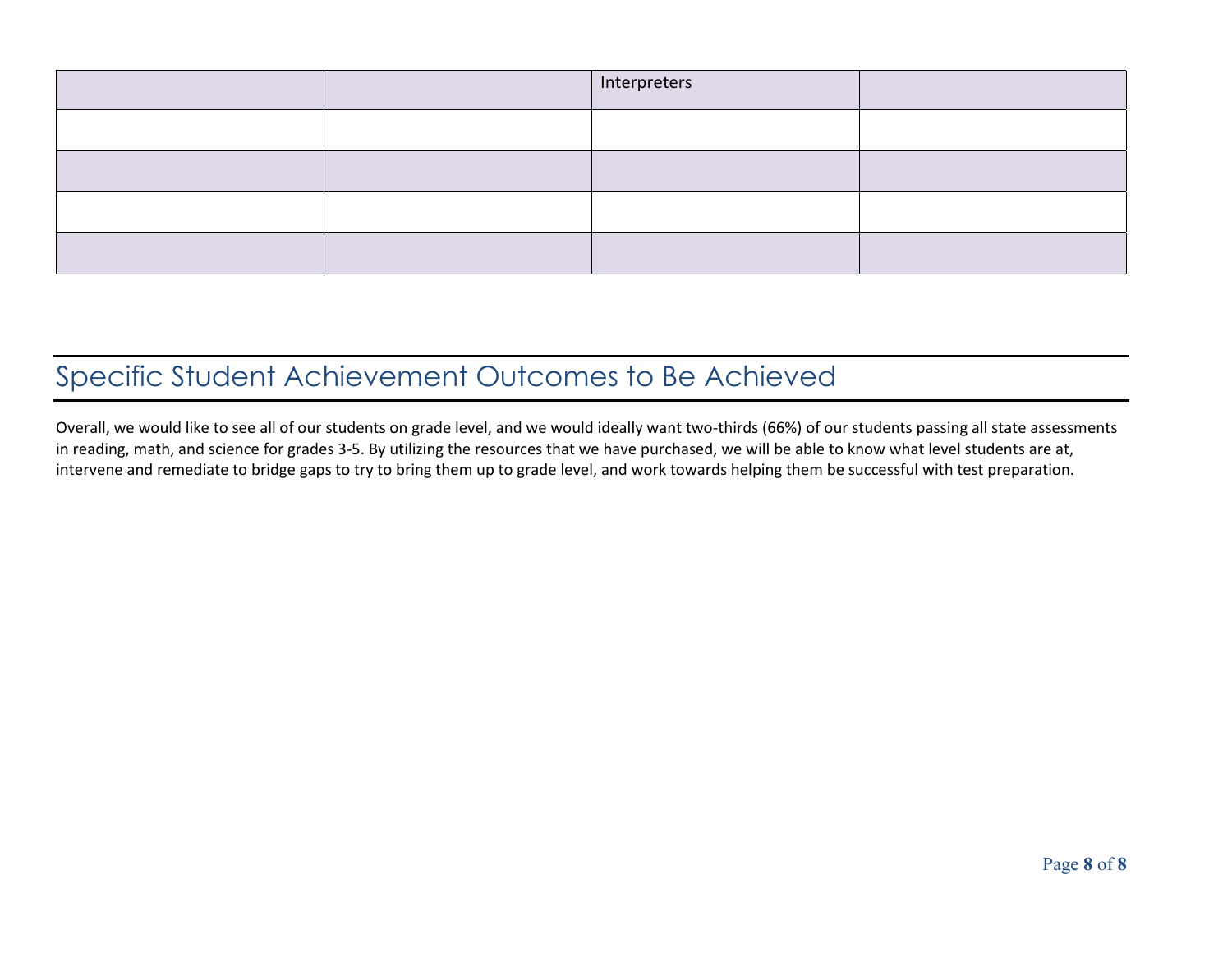| | | | |
|---|---|---|---|
| | | Interpreters | |
| | | | |
| | | | |
| | | | |
| | | | |

## Specific Student Achievement Outcomes to Be Achieved

Overall, we would like to see all of our students on grade level, and we would ideally want two-thirds (66%) of our students passing all state assessments in reading, math, and science for grades 3-5. By utilizing the resources that we have purchased, we will be able to know what level students are at, intervene and remediate to bridge gaps to try to bring them up to grade level, and work towards helping them be successful with test preparation.